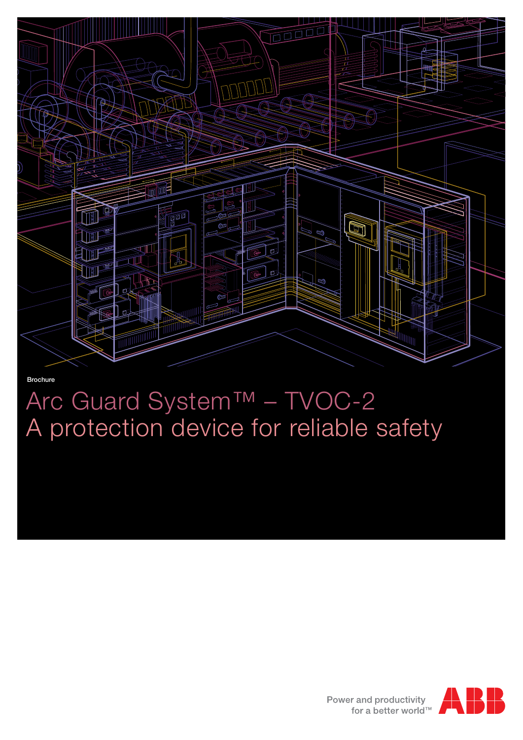Brochure

# Arc Guard System™ – TVOC-2
# A protection device for reliable safety

Power and productivity
for a better world™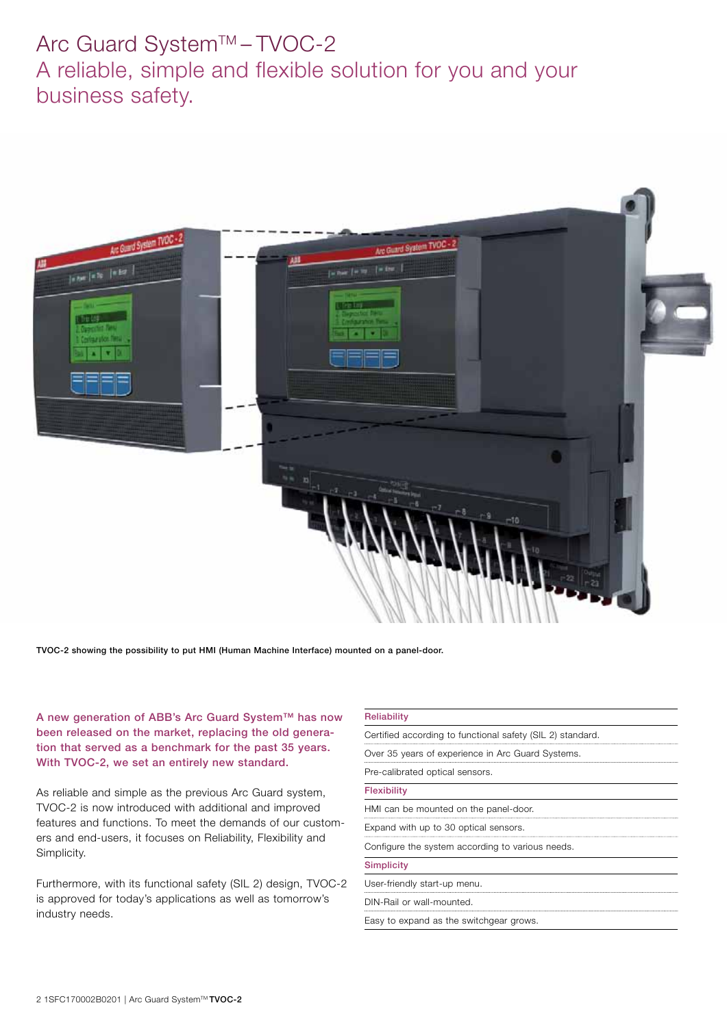# Arc Guard System™ – TVOC-2

## A reliable, simple and flexible solution for you and your business safety.

TVOC-2 showing the possibility to put HMI (Human Machine Interface) mounted on a panel-door.

**A new generation of ABB's Arc Guard System™ has now been released on the market, replacing the old generation that served as a benchmark for the past 35 years. With TVOC-2, we set an entirely new standard.**

As reliable and simple as the previous Arc Guard system, TVOC-2 is now introduced with additional and improved features and functions. To meet the demands of our customers and end-users, it focuses on Reliability, Flexibility and Simplicity.

Furthermore, with its functional safety (SIL 2) design, TVOC-2 is approved for today's applications as well as tomorrow's industry needs.

| Reliability |
|---|
| Certified according to functional safety (SIL 2) standard. |
| Over 35 years of experience in Arc Guard Systems. |
| Pre-calibrated optical sensors. |
| **Flexibility** |
| HMI can be mounted on the panel-door. |
| Expand with up to 30 optical sensors. |
| Configure the system according to various needs. |
| **Simplicity** |
| User-friendly start-up menu. |
| DIN-Rail or wall-mounted. |
| Easy to expand as the switchgear grows. |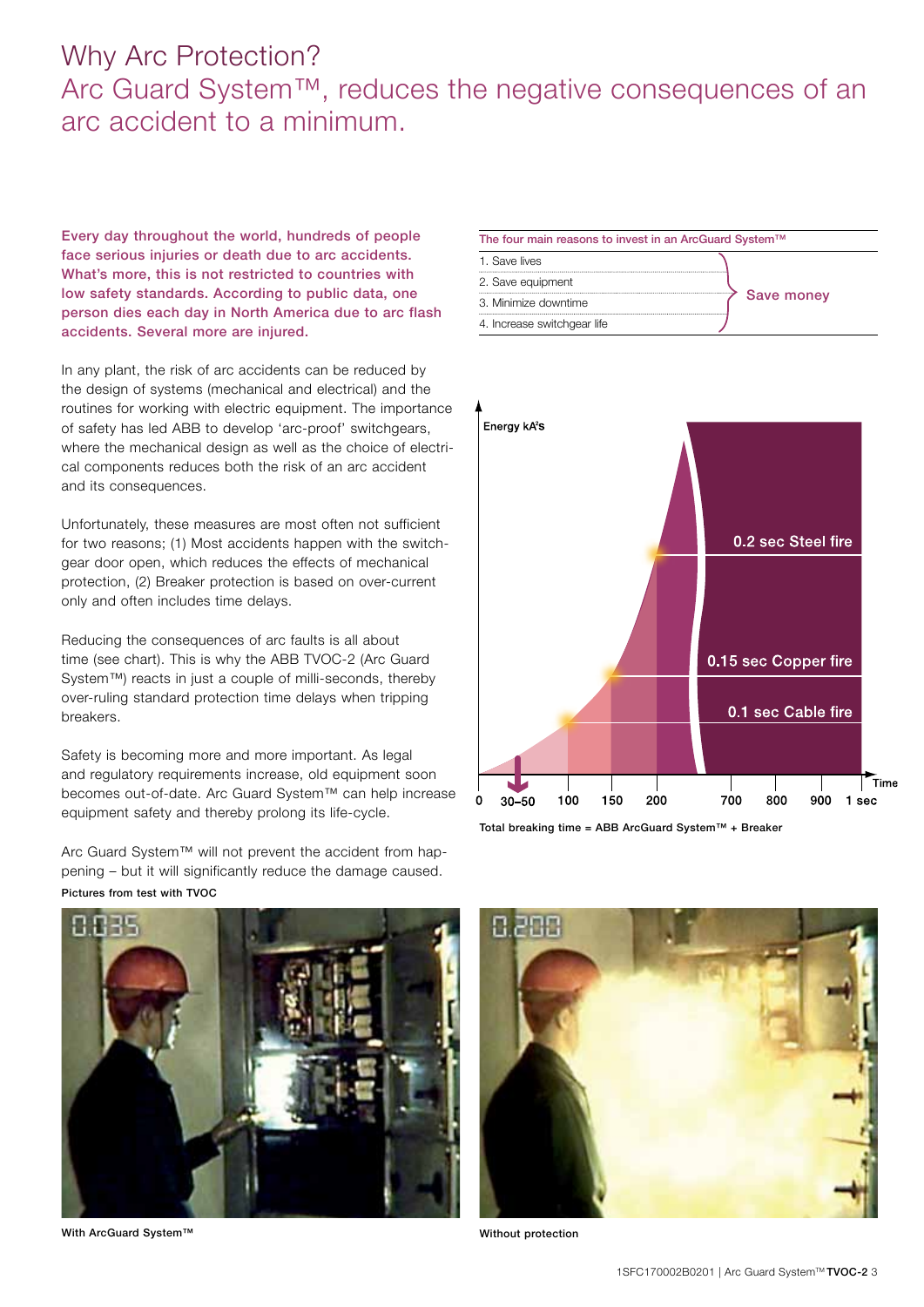# Why Arc Protection?

## Arc Guard System™, reduces the negative consequences of an arc accident to a minimum.

**Every day throughout the world, hundreds of people face serious injuries or death due to arc accidents. What's more, this is not restricted to countries with low safety standards. According to public data, one person dies each day in North America due to arc flash accidents. Several more are injured.**

In any plant, the risk of arc accidents can be reduced by the design of systems (mechanical and electrical) and the routines for working with electric equipment. The importance of safety has led ABB to develop 'arc-proof' switchgears, where the mechanical design as well as the choice of electrical components reduces both the risk of an arc accident and its consequences.

Unfortunately, these measures are most often not sufficient for two reasons; (1) Most accidents happen with the switchgear door open, which reduces the effects of mechanical protection, (2) Breaker protection is based on over-current only and often includes time delays.

Reducing the consequences of arc faults is all about time (see chart). This is why the ABB TVOC-2 (Arc Guard System™) reacts in just a couple of milli-seconds, thereby over-ruling standard protection time delays when tripping breakers.

Safety is becoming more and more important. As legal and regulatory requirements increase, old equipment soon becomes out-of-date. Arc Guard System™ can help increase equipment safety and thereby prolong its life-cycle.

Arc Guard System™ will not prevent the accident from happening – but it will significantly reduce the damage caused.

| The four main reasons to invest in an ArcGuard System™ | |
|---|---|
| 1. Save lives | Save money |
| 2. Save equipment | |
| 3. Minimize downtime | |
| 4. Increase switchgear life | |

Energy kA²s

0.2 sec Steel fire

0.15 sec Copper fire

0.1 sec Cable fire

Time: 0, 30–50, 100, 150, 200, 700, 800, 900, 1 sec

Total breaking time = ABB ArcGuard System™ + Breaker

Pictures from test with TVOC

0.035

With ArcGuard System™

0.200

Without protection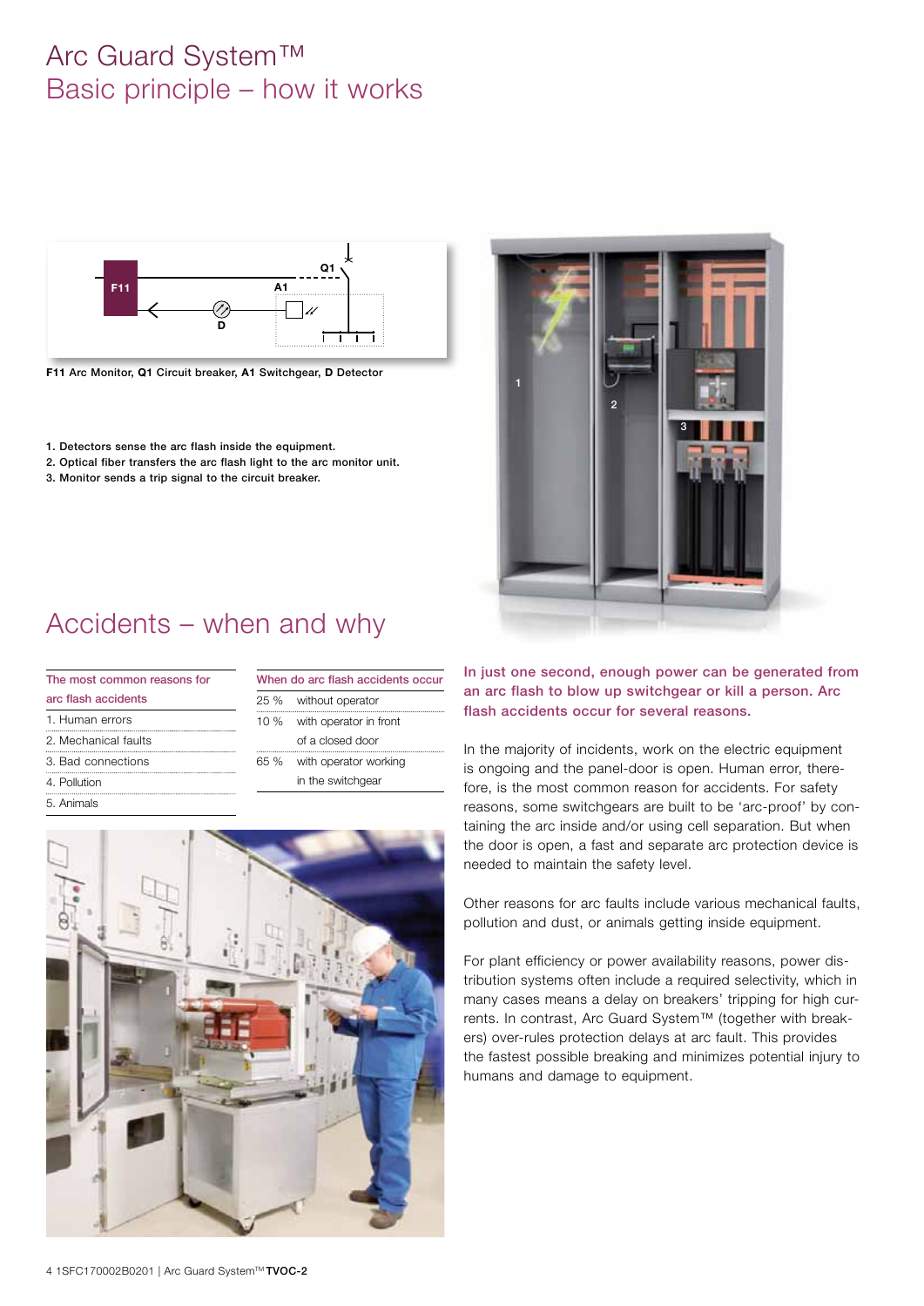# Arc Guard System™
# Basic principle – how it works

**F11** Arc Monitor, **Q1** Circuit breaker, **A1** Switchgear, **D** Detector

1. Detectors sense the arc flash inside the equipment.
2. Optical fiber transfers the arc flash light to the arc monitor unit.
3. Monitor sends a trip signal to the circuit breaker.

# Accidents – when and why

| The most common reasons for arc flash accidents |
|---|
| 1. Human errors |
| 2. Mechanical faults |
| 3. Bad connections |
| 4. Pollution |
| 5. Animals |

| When do arc flash accidents occur | |
|---|---|
| 25 % | without operator |
| 10 % | with operator in front of a closed door |
| 65 % | with operator working in the switchgear |

**In just one second, enough power can be generated from an arc flash to blow up switchgear or kill a person. Arc flash accidents occur for several reasons.**

In the majority of incidents, work on the electric equipment is ongoing and the panel-door is open. Human error, therefore, is the most common reason for accidents. For safety reasons, some switchgears are built to be 'arc-proof' by containing the arc inside and/or using cell separation. But when the door is open, a fast and separate arc protection device is needed to maintain the safety level.

Other reasons for arc faults include various mechanical faults, pollution and dust, or animals getting inside equipment.

For plant efficiency or power availability reasons, power distribution systems often include a required selectivity, which in many cases means a delay on breakers' tripping for high currents. In contrast, Arc Guard System™ (together with breakers) over-rules protection delays at arc fault. This provides the fastest possible breaking and minimizes potential injury to humans and damage to equipment.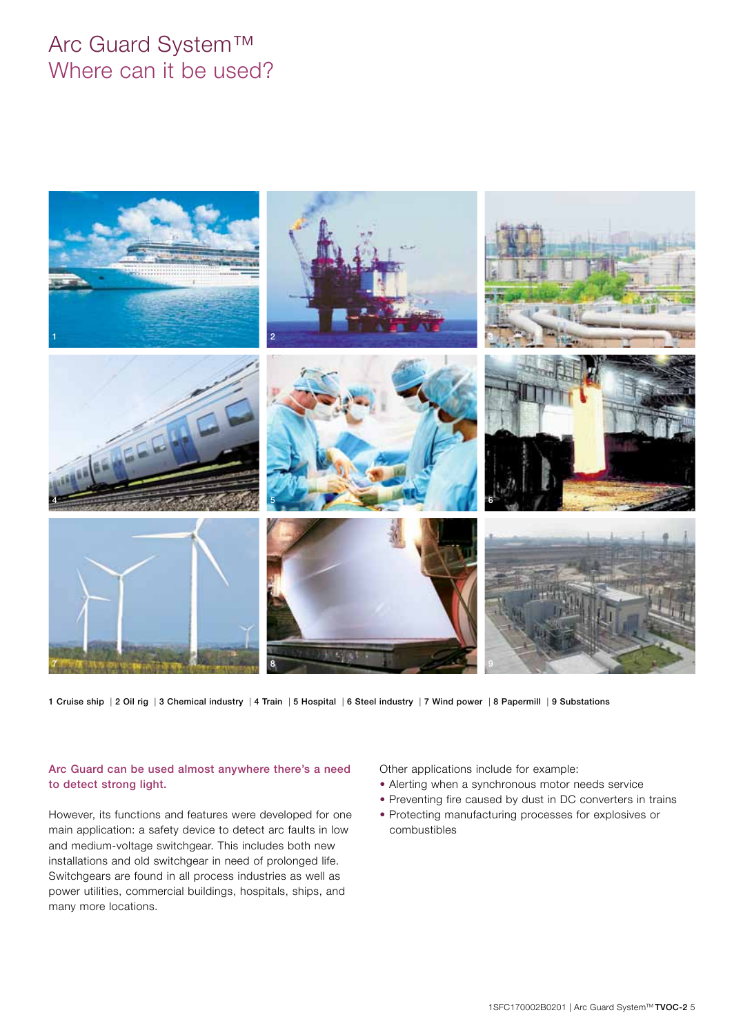# Arc Guard System™
## Where can it be used?

1 Cruise ship | 2 Oil rig | 3 Chemical industry | 4 Train | 5 Hospital | 6 Steel industry | 7 Wind power | 8 Papermill | 9 Substations

**Arc Guard can be used almost anywhere there's a need to detect strong light.**

However, its functions and features were developed for one main application: a safety device to detect arc faults in low and medium-voltage switchgear. This includes both new installations and old switchgear in need of prolonged life. Switchgears are found in all process industries as well as power utilities, commercial buildings, hospitals, ships, and many more locations.

Other applications include for example:

- Alerting when a synchronous motor needs service
- Preventing fire caused by dust in DC converters in trains
- Protecting manufacturing processes for explosives or combustibles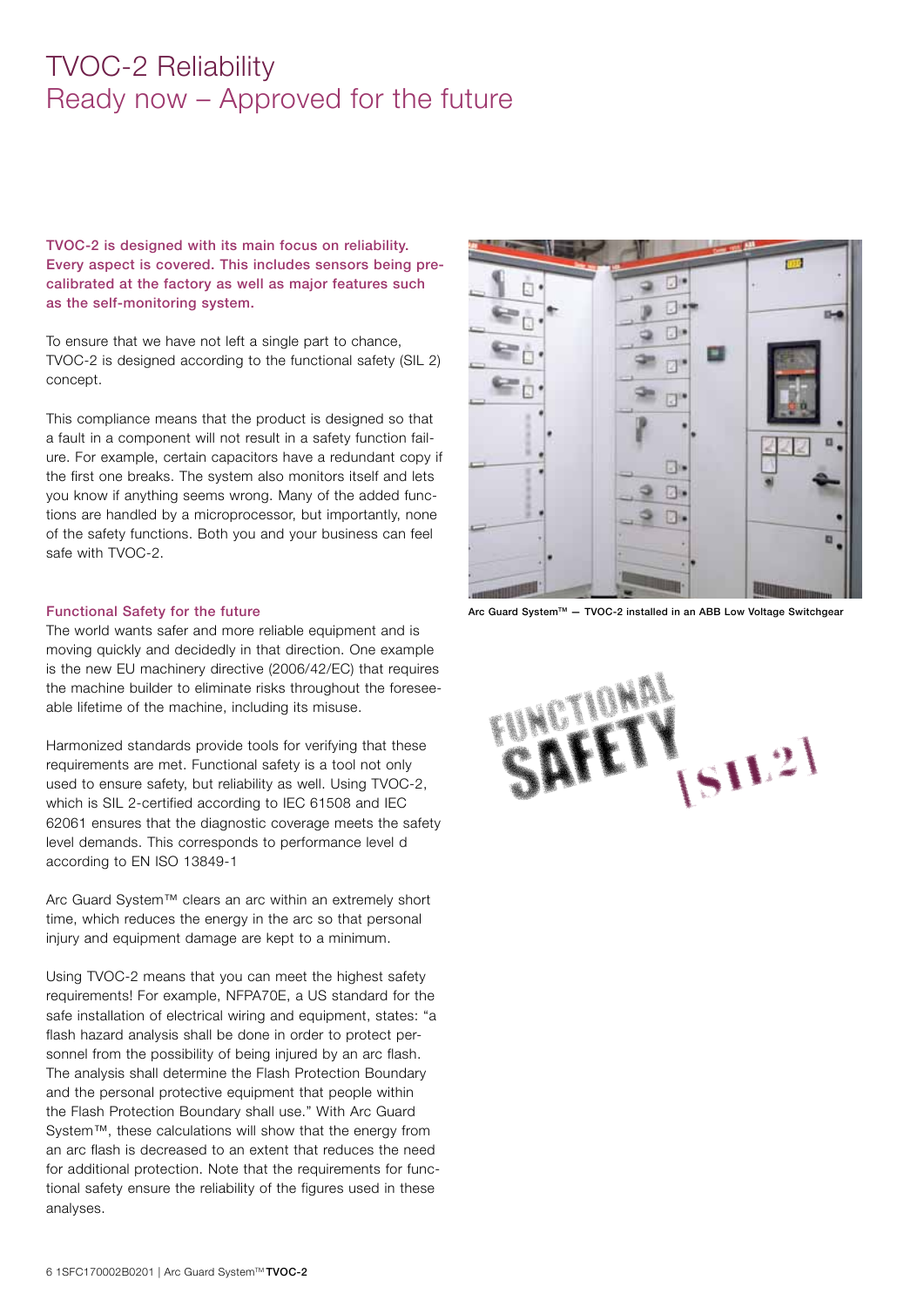# TVOC-2 Reliability
## Ready now – Approved for the future

**TVOC-2 is designed with its main focus on reliability. Every aspect is covered. This includes sensors being pre-calibrated at the factory as well as major features such as the self-monitoring system.**

To ensure that we have not left a single part to chance, TVOC-2 is designed according to the functional safety (SIL 2) concept.

This compliance means that the product is designed so that a fault in a component will not result in a safety function failure. For example, certain capacitors have a redundant copy if the first one breaks. The system also monitors itself and lets you know if anything seems wrong. Many of the added functions are handled by a microprocessor, but importantly, none of the safety functions. Both you and your business can feel safe with TVOC-2.

### Functional Safety for the future

The world wants safer and more reliable equipment and is moving quickly and decidedly in that direction. One example is the new EU machinery directive (2006/42/EC) that requires the machine builder to eliminate risks throughout the foreseeable lifetime of the machine, including its misuse.

Harmonized standards provide tools for verifying that these requirements are met. Functional safety is a tool not only used to ensure safety, but reliability as well. Using TVOC-2, which is SIL 2-certified according to IEC 61508 and IEC 62061 ensures that the diagnostic coverage meets the safety level demands. This corresponds to performance level d according to EN ISO 13849-1

Arc Guard System™ clears an arc within an extremely short time, which reduces the energy in the arc so that personal injury and equipment damage are kept to a minimum.

Using TVOC-2 means that you can meet the highest safety requirements! For example, NFPA70E, a US standard for the safe installation of electrical wiring and equipment, states: "a flash hazard analysis shall be done in order to protect personnel from the possibility of being injured by an arc flash. The analysis shall determine the Flash Protection Boundary and the personal protective equipment that people within the Flash Protection Boundary shall use." With Arc Guard System™, these calculations will show that the energy from an arc flash is decreased to an extent that reduces the need for additional protection. Note that the requirements for functional safety ensure the reliability of the figures used in these analyses.

Arc Guard System™ — TVOC-2 installed in an ABB Low Voltage Switchgear

FUNCTIONAL SAFETY [SIL2]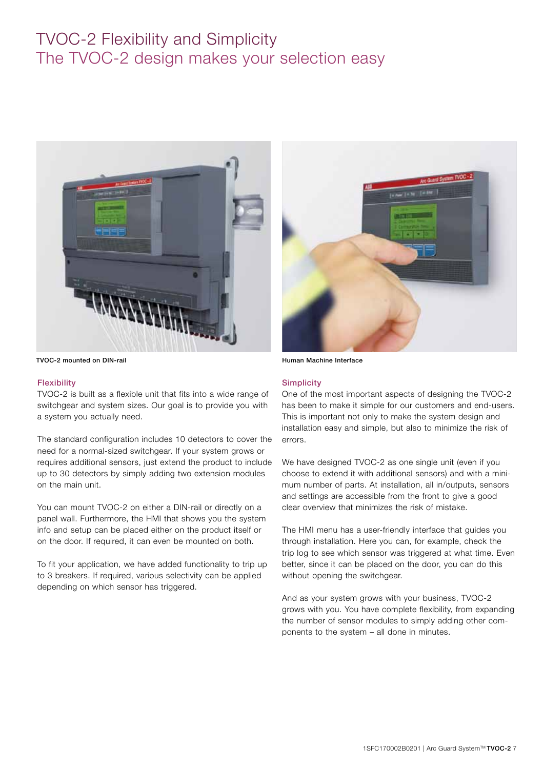# TVOC-2 Flexibility and Simplicity
## The TVOC-2 design makes your selection easy

TVOC-2 mounted on DIN-rail

Human Machine Interface

### Flexibility

TVOC-2 is built as a flexible unit that fits into a wide range of switchgear and system sizes. Our goal is to provide you with a system you actually need.

The standard configuration includes 10 detectors to cover the need for a normal-sized switchgear. If your system grows or requires additional sensors, just extend the product to include up to 30 detectors by simply adding two extension modules on the main unit.

You can mount TVOC-2 on either a DIN-rail or directly on a panel wall. Furthermore, the HMI that shows you the system info and setup can be placed either on the product itself or on the door. If required, it can even be mounted on both.

To fit your application, we have added functionality to trip up to 3 breakers. If required, various selectivity can be applied depending on which sensor has triggered.

### Simplicity

One of the most important aspects of designing the TVOC-2 has been to make it simple for our customers and end-users. This is important not only to make the system design and installation easy and simple, but also to minimize the risk of errors.

We have designed TVOC-2 as one single unit (even if you choose to extend it with additional sensors) and with a minimum number of parts. At installation, all in/outputs, sensors and settings are accessible from the front to give a good clear overview that minimizes the risk of mistake.

The HMI menu has a user-friendly interface that guides you through installation. Here you can, for example, check the trip log to see which sensor was triggered at what time. Even better, since it can be placed on the door, you can do this without opening the switchgear.

And as your system grows with your business, TVOC-2 grows with you. You have complete flexibility, from expanding the number of sensor modules to simply adding other components to the system – all done in minutes.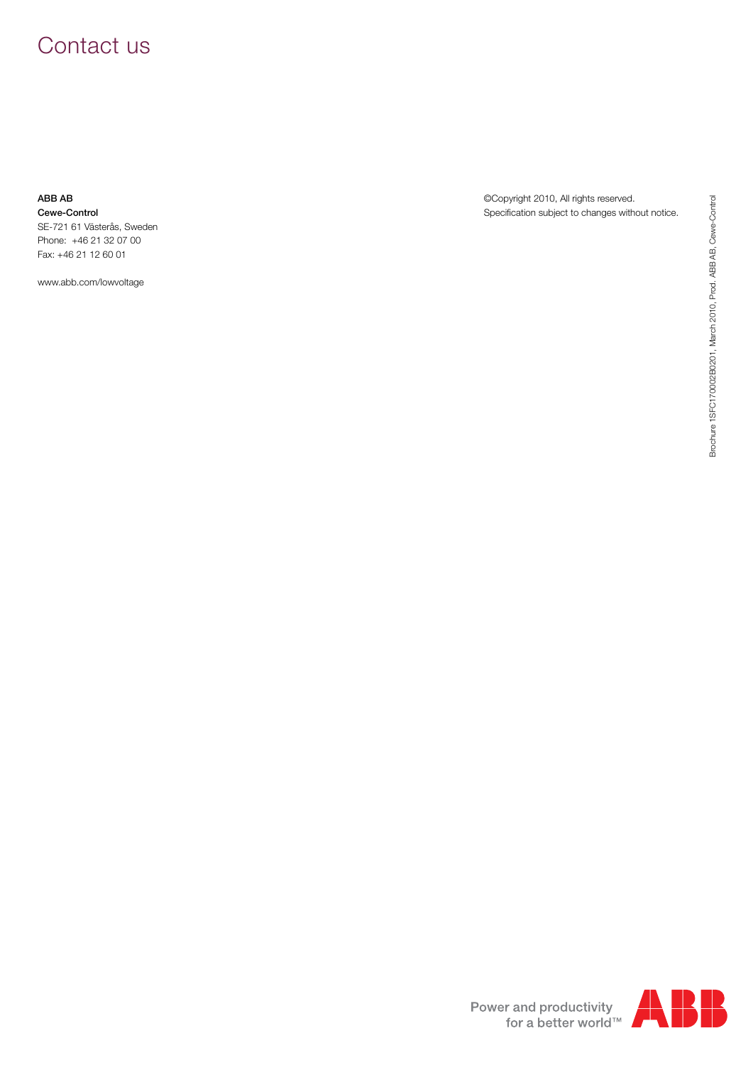# Contact us

**ABB AB**
**Cewe-Control**
SE-721 61 Västerås, Sweden
Phone: +46 21 32 07 00
Fax: +46 21 12 60 01

www.abb.com/lowvoltage

©Copyright 2010, All rights reserved.
Specification subject to changes without notice.

Brochure 1SFC170002B0201, March 2010, Prod. ABB AB, Cewe-Control

Power and productivity
for a better world™